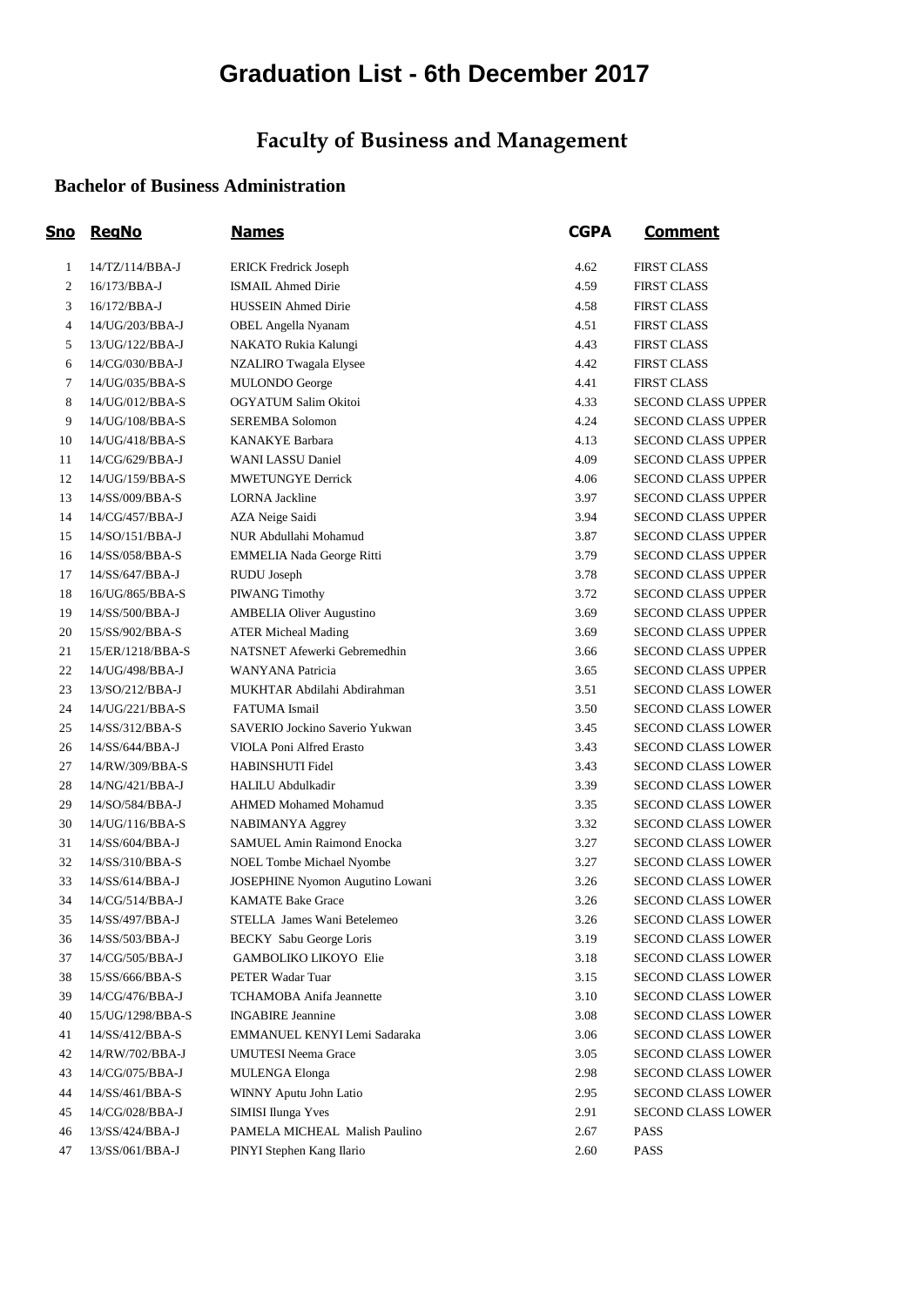# Graduation List - 6th December 2017

## Faculty of Business and Management

### Bachelor of Business Administration

| Sno | RegNo | Names | CGPA | Comment |
|---|---|---|---|---|
| 1 | 14/TZ/114/BBA-J | ERICK Fredrick Joseph | 4.62 | FIRST CLASS |
| 2 | 16/173/BBA-J | ISMAIL Ahmed Dirie | 4.59 | FIRST CLASS |
| 3 | 16/172/BBA-J | HUSSEIN Ahmed Dirie | 4.58 | FIRST CLASS |
| 4 | 14/UG/203/BBA-J | OBEL Angella Nyanam | 4.51 | FIRST CLASS |
| 5 | 13/UG/122/BBA-J | NAKATO Rukia Kalungi | 4.43 | FIRST CLASS |
| 6 | 14/CG/030/BBA-J | NZALIRO Twagala Elysee | 4.42 | FIRST CLASS |
| 7 | 14/UG/035/BBA-S | MULONDO George | 4.41 | FIRST CLASS |
| 8 | 14/UG/012/BBA-S | OGYATUM Salim Okitoi | 4.33 | SECOND CLASS UPPER |
| 9 | 14/UG/108/BBA-S | SEREMBA Solomon | 4.24 | SECOND CLASS UPPER |
| 10 | 14/UG/418/BBA-S | KANAKYE Barbara | 4.13 | SECOND CLASS UPPER |
| 11 | 14/CG/629/BBA-J | WANI LASSU Daniel | 4.09 | SECOND CLASS UPPER |
| 12 | 14/UG/159/BBA-S | MWETUNGYE Derrick | 4.06 | SECOND CLASS UPPER |
| 13 | 14/SS/009/BBA-S | LORNA Jackline | 3.97 | SECOND CLASS UPPER |
| 14 | 14/CG/457/BBA-J | AZA Neige Saidi | 3.94 | SECOND CLASS UPPER |
| 15 | 14/SO/151/BBA-J | NUR Abdullahi Mohamud | 3.87 | SECOND CLASS UPPER |
| 16 | 14/SS/058/BBA-S | EMMELIA Nada George Ritti | 3.79 | SECOND CLASS UPPER |
| 17 | 14/SS/647/BBA-J | RUDU Joseph | 3.78 | SECOND CLASS UPPER |
| 18 | 16/UG/865/BBA-S | PIWANG Timothy | 3.72 | SECOND CLASS UPPER |
| 19 | 14/SS/500/BBA-J | AMBELIA Oliver Augustino | 3.69 | SECOND CLASS UPPER |
| 20 | 15/SS/902/BBA-S | ATER Micheal Mading | 3.69 | SECOND CLASS UPPER |
| 21 | 15/ER/1218/BBA-S | NATSNET Afewerki Gebremedhin | 3.66 | SECOND CLASS UPPER |
| 22 | 14/UG/498/BBA-J | WANYANA Patricia | 3.65 | SECOND CLASS UPPER |
| 23 | 13/SO/212/BBA-J | MUKHTAR Abdilahi Abdirahman | 3.51 | SECOND CLASS LOWER |
| 24 | 14/UG/221/BBA-S | FATUMA Ismail | 3.50 | SECOND CLASS LOWER |
| 25 | 14/SS/312/BBA-S | SAVERIO Jockino Saverio Yukwan | 3.45 | SECOND CLASS LOWER |
| 26 | 14/SS/644/BBA-J | VIOLA Poni Alfred Erasto | 3.43 | SECOND CLASS LOWER |
| 27 | 14/RW/309/BBA-S | HABINSHUTI Fidel | 3.43 | SECOND CLASS LOWER |
| 28 | 14/NG/421/BBA-J | HALILU Abdulkadir | 3.39 | SECOND CLASS LOWER |
| 29 | 14/SO/584/BBA-J | AHMED Mohamed Mohamud | 3.35 | SECOND CLASS LOWER |
| 30 | 14/UG/116/BBA-S | NABIMANYA Aggrey | 3.32 | SECOND CLASS LOWER |
| 31 | 14/SS/604/BBA-J | SAMUEL Amin Raimond Enocka | 3.27 | SECOND CLASS LOWER |
| 32 | 14/SS/310/BBA-S | NOEL Tombe Michael Nyombe | 3.27 | SECOND CLASS LOWER |
| 33 | 14/SS/614/BBA-J | JOSEPHINE Nyomon Augutino Lowani | 3.26 | SECOND CLASS LOWER |
| 34 | 14/CG/514/BBA-J | KAMATE Bake Grace | 3.26 | SECOND CLASS LOWER |
| 35 | 14/SS/497/BBA-J | STELLA James Wani Betelemeo | 3.26 | SECOND CLASS LOWER |
| 36 | 14/SS/503/BBA-J | BECKY Sabu George Loris | 3.19 | SECOND CLASS LOWER |
| 37 | 14/CG/505/BBA-J | GAMBOLIKO LIKOYO Elie | 3.18 | SECOND CLASS LOWER |
| 38 | 15/SS/666/BBA-S | PETER Wadar Tuar | 3.15 | SECOND CLASS LOWER |
| 39 | 14/CG/476/BBA-J | TCHAMOBA Anifa Jeannette | 3.10 | SECOND CLASS LOWER |
| 40 | 15/UG/1298/BBA-S | INGABIRE Jeannine | 3.08 | SECOND CLASS LOWER |
| 41 | 14/SS/412/BBA-S | EMMANUEL KENYI Lemi Sadaraka | 3.06 | SECOND CLASS LOWER |
| 42 | 14/RW/702/BBA-J | UMUTESI Neema Grace | 3.05 | SECOND CLASS LOWER |
| 43 | 14/CG/075/BBA-J | MULENGA Elonga | 2.98 | SECOND CLASS LOWER |
| 44 | 14/SS/461/BBA-S | WINNY Aputu John Latio | 2.95 | SECOND CLASS LOWER |
| 45 | 14/CG/028/BBA-J | SIMISI Ilunga Yves | 2.91 | SECOND CLASS LOWER |
| 46 | 13/SS/424/BBA-J | PAMELA MICHEAL Malish Paulino | 2.67 | PASS |
| 47 | 13/SS/061/BBA-J | PINYI Stephen Kang Ilario | 2.60 | PASS |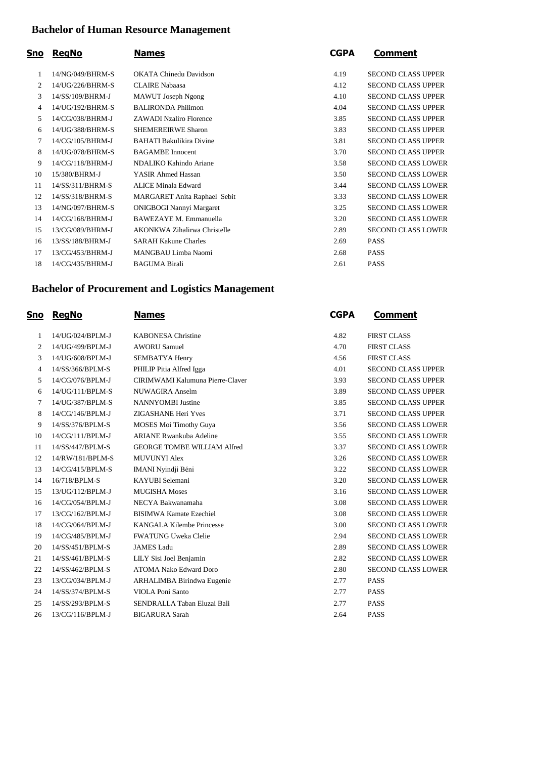## Bachelor of Human Resource Management

| Sno | RegNo | Names | CGPA | Comment |
|---|---|---|---|---|
| 1 | 14/NG/049/BHRM-S | OKATA Chinedu Davidson | 4.19 | SECOND CLASS UPPER |
| 2 | 14/UG/226/BHRM-S | CLAIRE Nabaasa | 4.12 | SECOND CLASS UPPER |
| 3 | 14/SS/109/BHRM-J | MAWUT Joseph Ngong | 4.10 | SECOND CLASS UPPER |
| 4 | 14/UG/192/BHRM-S | BALIRONDA Philimon | 4.04 | SECOND CLASS UPPER |
| 5 | 14/CG/038/BHRM-J | ZAWADI Nzaliro Florence | 3.85 | SECOND CLASS UPPER |
| 6 | 14/UG/388/BHRM-S | SHEMEREIRWE Sharon | 3.83 | SECOND CLASS UPPER |
| 7 | 14/CG/105/BHRM-J | BAHATI Bakulikira Divine | 3.81 | SECOND CLASS UPPER |
| 8 | 14/UG/078/BHRM-S | BAGAMBE Innocent | 3.70 | SECOND CLASS UPPER |
| 9 | 14/CG/118/BHRM-J | NDALIKO Kahindo Ariane | 3.58 | SECOND CLASS LOWER |
| 10 | 15/380/BHRM-J | YASIR Ahmed Hassan | 3.50 | SECOND CLASS LOWER |
| 11 | 14/SS/311/BHRM-S | ALICE Minala Edward | 3.44 | SECOND CLASS LOWER |
| 12 | 14/SS/318/BHRM-S | MARGARET Anita Raphael Sebit | 3.33 | SECOND CLASS LOWER |
| 13 | 14/NG/097/BHRM-S | ONIGBOGI Nannyi Margaret | 3.25 | SECOND CLASS LOWER |
| 14 | 14/CG/168/BHRM-J | BAWEZAYE M. Emmanuella | 3.20 | SECOND CLASS LOWER |
| 15 | 13/CG/089/BHRM-J | AKONKWA Zihalirwa Christelle | 2.89 | SECOND CLASS LOWER |
| 16 | 13/SS/188/BHRM-J | SARAH Kakune Charles | 2.69 | PASS |
| 17 | 13/CG/453/BHRM-J | MANGBAU Limba Naomi | 2.68 | PASS |
| 18 | 14/CG/435/BHRM-J | BAGUMA Birali | 2.61 | PASS |

## Bachelor of Procurement and Logistics Management

| Sno | RegNo | Names | CGPA | Comment |
|---|---|---|---|---|
| 1 | 14/UG/024/BPLM-J | KABONESA Christine | 4.82 | FIRST CLASS |
| 2 | 14/UG/499/BPLM-J | AWORU Samuel | 4.70 | FIRST CLASS |
| 3 | 14/UG/608/BPLM-J | SEMBATYA Henry | 4.56 | FIRST CLASS |
| 4 | 14/SS/366/BPLM-S | PHILIP Pitia Alfred Igga | 4.01 | SECOND CLASS UPPER |
| 5 | 14/CG/076/BPLM-J | CIRIMWAMI Kalumuna Pierre-Claver | 3.93 | SECOND CLASS UPPER |
| 6 | 14/UG/111/BPLM-S | NUWAGIRA Anselm | 3.89 | SECOND CLASS UPPER |
| 7 | 14/UG/387/BPLM-S | NANNYOMBI Justine | 3.85 | SECOND CLASS UPPER |
| 8 | 14/CG/146/BPLM-J | ZIGASHANE Heri Yves | 3.71 | SECOND CLASS UPPER |
| 9 | 14/SS/376/BPLM-S | MOSES Moi Timothy Guya | 3.56 | SECOND CLASS LOWER |
| 10 | 14/CG/111/BPLM-J | ARIANE Rwankuba Adeline | 3.55 | SECOND CLASS LOWER |
| 11 | 14/SS/447/BPLM-S | GEORGE TOMBE WILLIAM Alfred | 3.37 | SECOND CLASS LOWER |
| 12 | 14/RW/181/BPLM-S | MUVUNYI Alex | 3.26 | SECOND CLASS LOWER |
| 13 | 14/CG/415/BPLM-S | IMANI Nyindji Béni | 3.22 | SECOND CLASS LOWER |
| 14 | 16/718/BPLM-S | KAYUBI Selemani | 3.20 | SECOND CLASS LOWER |
| 15 | 13/UG/112/BPLM-J | MUGISHA Moses | 3.16 | SECOND CLASS LOWER |
| 16 | 14/CG/054/BPLM-J | NECYA Bakwanamaha | 3.08 | SECOND CLASS LOWER |
| 17 | 13/CG/162/BPLM-J | BISIMWA Kamate Ezechiel | 3.08 | SECOND CLASS LOWER |
| 18 | 14/CG/064/BPLM-J | KANGALA Kilembe Princesse | 3.00 | SECOND CLASS LOWER |
| 19 | 14/CG/485/BPLM-J | FWATUNG Uweka Clelie | 2.94 | SECOND CLASS LOWER |
| 20 | 14/SS/451/BPLM-S | JAMES Ladu | 2.89 | SECOND CLASS LOWER |
| 21 | 14/SS/461/BPLM-S | LILY Sisi Joel Benjamin | 2.82 | SECOND CLASS LOWER |
| 22 | 14/SS/462/BPLM-S | ATOMA Nako Edward Doro | 2.80 | SECOND CLASS LOWER |
| 23 | 13/CG/034/BPLM-J | ARHALIMBA Birindwa Eugenie | 2.77 | PASS |
| 24 | 14/SS/374/BPLM-S | VIOLA Poni Santo | 2.77 | PASS |
| 25 | 14/SS/293/BPLM-S | SENDRALLA Taban Eluzai Bali | 2.77 | PASS |
| 26 | 13/CG/116/BPLM-J | BIGARURA Sarah | 2.64 | PASS |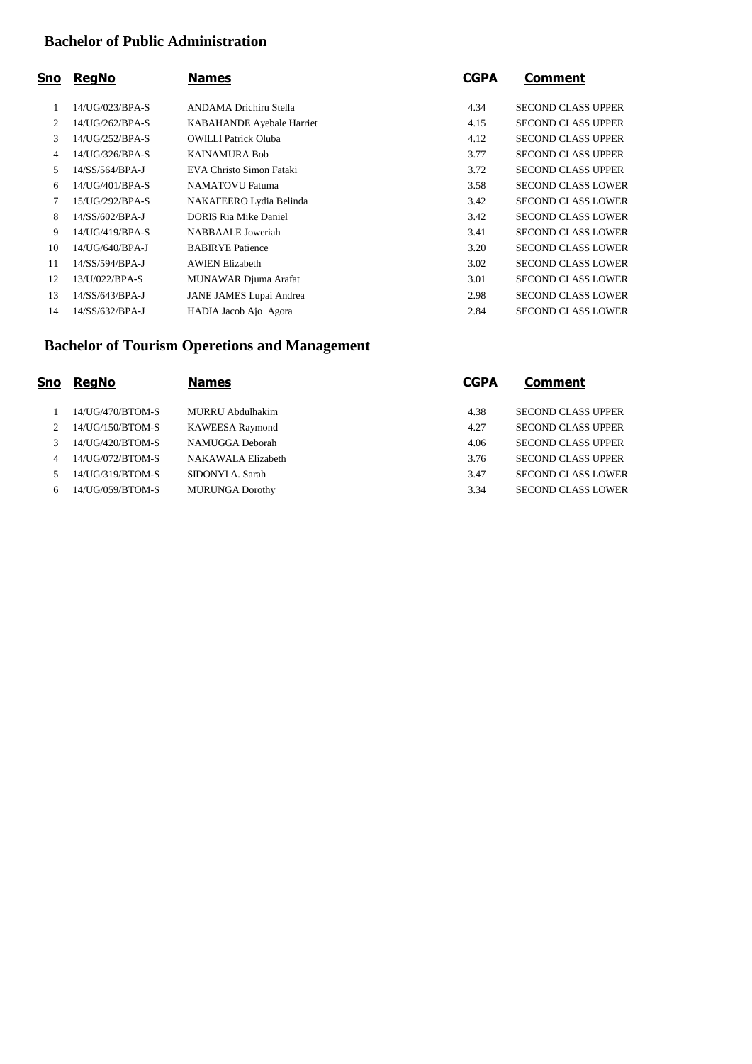## Bachelor of Public Administration

| Sno | RegNo | Names | CGPA | Comment |
|---|---|---|---|---|
| 1 | 14/UG/023/BPA-S | ANDAMA Drichiru Stella | 4.34 | SECOND CLASS UPPER |
| 2 | 14/UG/262/BPA-S | KABAHANDE Ayebale Harriet | 4.15 | SECOND CLASS UPPER |
| 3 | 14/UG/252/BPA-S | OWILLI Patrick Oluba | 4.12 | SECOND CLASS UPPER |
| 4 | 14/UG/326/BPA-S | KAINAMURA Bob | 3.77 | SECOND CLASS UPPER |
| 5 | 14/SS/564/BPA-J | EVA Christo Simon Fataki | 3.72 | SECOND CLASS UPPER |
| 6 | 14/UG/401/BPA-S | NAMATOVU Fatuma | 3.58 | SECOND CLASS LOWER |
| 7 | 15/UG/292/BPA-S | NAKAFEERO Lydia Belinda | 3.42 | SECOND CLASS LOWER |
| 8 | 14/SS/602/BPA-J | DORIS Ria Mike Daniel | 3.42 | SECOND CLASS LOWER |
| 9 | 14/UG/419/BPA-S | NABBAALE Joweriah | 3.41 | SECOND CLASS LOWER |
| 10 | 14/UG/640/BPA-J | BABIRYE Patience | 3.20 | SECOND CLASS LOWER |
| 11 | 14/SS/594/BPA-J | AWIEN Elizabeth | 3.02 | SECOND CLASS LOWER |
| 12 | 13/U/022/BPA-S | MUNAWAR Djuma Arafat | 3.01 | SECOND CLASS LOWER |
| 13 | 14/SS/643/BPA-J | JANE JAMES Lupai Andrea | 2.98 | SECOND CLASS LOWER |
| 14 | 14/SS/632/BPA-J | HADIA Jacob Ajo Agora | 2.84 | SECOND CLASS LOWER |

## Bachelor of Tourism Operetions and Management

| Sno | RegNo | Names | CGPA | Comment |
|---|---|---|---|---|
| 1 | 14/UG/470/BTOM-S | MURRU Abdulhakim | 4.38 | SECOND CLASS UPPER |
| 2 | 14/UG/150/BTOM-S | KAWEESA Raymond | 4.27 | SECOND CLASS UPPER |
| 3 | 14/UG/420/BTOM-S | NAMUGGA Deborah | 4.06 | SECOND CLASS UPPER |
| 4 | 14/UG/072/BTOM-S | NAKAWALA Elizabeth | 3.76 | SECOND CLASS UPPER |
| 5 | 14/UG/319/BTOM-S | SIDONYI A. Sarah | 3.47 | SECOND CLASS LOWER |
| 6 | 14/UG/059/BTOM-S | MURUNGA Dorothy | 3.34 | SECOND CLASS LOWER |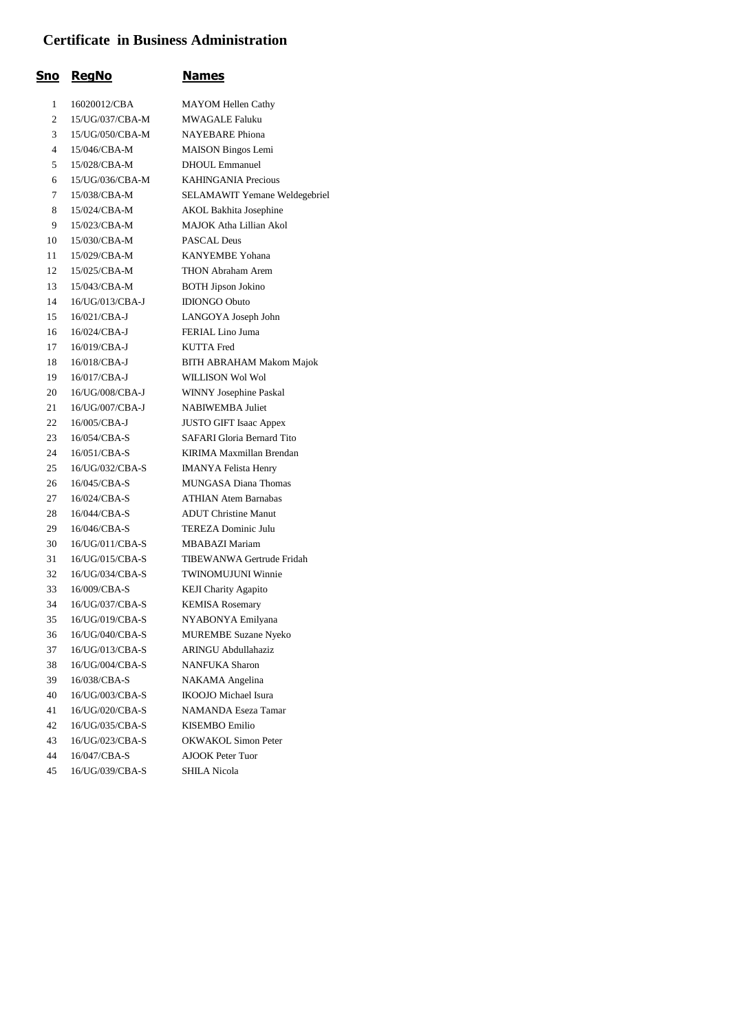# Certificate in Business Administration

| Sno | RegNo | Names |
|---|---|---|
| 1 | 16020012/CBA | MAYOM Hellen Cathy |
| 2 | 15/UG/037/CBA-M | MWAGALE Faluku |
| 3 | 15/UG/050/CBA-M | NAYEBARE Phiona |
| 4 | 15/046/CBA-M | MAISON Bingos Lemi |
| 5 | 15/028/CBA-M | DHOUL Emmanuel |
| 6 | 15/UG/036/CBA-M | KAHINGANIA Precious |
| 7 | 15/038/CBA-M | SELAMAWIT Yemane Weldegebriel |
| 8 | 15/024/CBA-M | AKOL Bakhita Josephine |
| 9 | 15/023/CBA-M | MAJOK Atha Lillian Akol |
| 10 | 15/030/CBA-M | PASCAL Deus |
| 11 | 15/029/CBA-M | KANYEMBE Yohana |
| 12 | 15/025/CBA-M | THON Abraham Arem |
| 13 | 15/043/CBA-M | BOTH Jipson Jokino |
| 14 | 16/UG/013/CBA-J | IDIONGO Obuto |
| 15 | 16/021/CBA-J | LANGOYA Joseph John |
| 16 | 16/024/CBA-J | FERIAL Lino Juma |
| 17 | 16/019/CBA-J | KUTTA Fred |
| 18 | 16/018/CBA-J | BITH ABRAHAM Makom Majok |
| 19 | 16/017/CBA-J | WILLISON Wol Wol |
| 20 | 16/UG/008/CBA-J | WINNY Josephine Paskal |
| 21 | 16/UG/007/CBA-J | NABIWEMBA Juliet |
| 22 | 16/005/CBA-J | JUSTO GIFT Isaac Appex |
| 23 | 16/054/CBA-S | SAFARI Gloria Bernard Tito |
| 24 | 16/051/CBA-S | KIRIMA Maxmillan Brendan |
| 25 | 16/UG/032/CBA-S | IMANYA Felista Henry |
| 26 | 16/045/CBA-S | MUNGASA Diana Thomas |
| 27 | 16/024/CBA-S | ATHIAN Atem Barnabas |
| 28 | 16/044/CBA-S | ADUT Christine Manut |
| 29 | 16/046/CBA-S | TEREZA Dominic Julu |
| 30 | 16/UG/011/CBA-S | MBABAZI Mariam |
| 31 | 16/UG/015/CBA-S | TIBEWANWA Gertrude Fridah |
| 32 | 16/UG/034/CBA-S | TWINOMUJUNI Winnie |
| 33 | 16/009/CBA-S | KEJI Charity Agapito |
| 34 | 16/UG/037/CBA-S | KEMISA Rosemary |
| 35 | 16/UG/019/CBA-S | NYABONYA Emilyana |
| 36 | 16/UG/040/CBA-S | MUREMBE Suzane Nyeko |
| 37 | 16/UG/013/CBA-S | ARINGU Abdullahaziz |
| 38 | 16/UG/004/CBA-S | NANFUKA Sharon |
| 39 | 16/038/CBA-S | NAKAMA Angelina |
| 40 | 16/UG/003/CBA-S | IKOOJO Michael Isura |
| 41 | 16/UG/020/CBA-S | NAMANDA Eseza Tamar |
| 42 | 16/UG/035/CBA-S | KISEMBO Emilio |
| 43 | 16/UG/023/CBA-S | OKWAKOL Simon Peter |
| 44 | 16/047/CBA-S | AJOOK Peter Tuor |
| 45 | 16/UG/039/CBA-S | SHILA Nicola |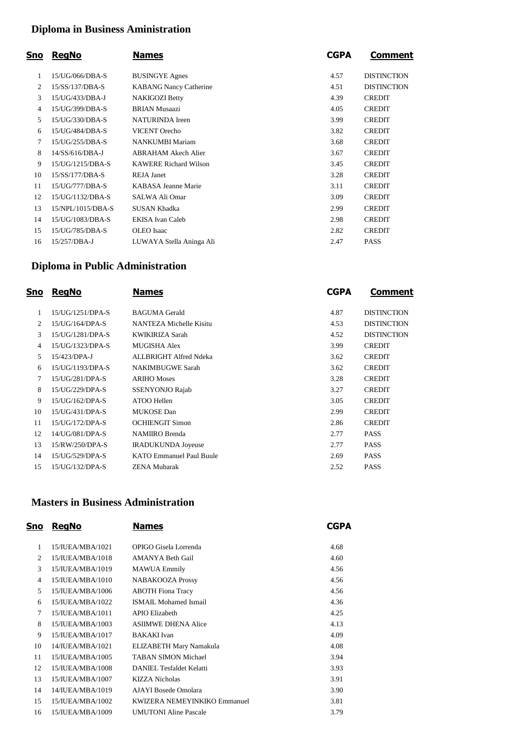## Diploma in Business Aministration

| Sno | RegNo | Names | CGPA | Comment |
|---|---|---|---|---|
| 1 | 15/UG/066/DBA-S | BUSINGYE Agnes | 4.57 | DISTINCTION |
| 2 | 15/SS/137/DBA-S | KABANG Nancy Catherine | 4.51 | DISTINCTION |
| 3 | 15/UG/433/DBA-J | NAKIGOZI Betty | 4.39 | CREDIT |
| 4 | 15/UG/399/DBA-S | BRIAN Musaazi | 4.05 | CREDIT |
| 5 | 15/UG/330/DBA-S | NATURINDA Ireen | 3.99 | CREDIT |
| 6 | 15/UG/484/DBA-S | VICENT Orecho | 3.82 | CREDIT |
| 7 | 15/UG/255/DBA-S | NANKUMBI Mariam | 3.68 | CREDIT |
| 8 | 14/SS/616/DBA-J | ABRAHAM Akech Alier | 3.67 | CREDIT |
| 9 | 15/UG/1215/DBA-S | KAWERE Richard Wilson | 3.45 | CREDIT |
| 10 | 15/SS/177/DBA-S | REJA Janet | 3.28 | CREDIT |
| 11 | 15/UG/777/DBA-S | KABASA Jeanne Marie | 3.11 | CREDIT |
| 12 | 15/UG/1132/DBA-S | SALWA Ali Omar | 3.09 | CREDIT |
| 13 | 15/NPL/1015/DBA-S | SUSAN Khadka | 2.99 | CREDIT |
| 14 | 15/UG/1083/DBA-S | EKISA Ivan Caleb | 2.98 | CREDIT |
| 15 | 15/UG/785/DBA-S | OLEO Isaac | 2.82 | CREDIT |
| 16 | 15/257/DBA-J | LUWAYA Stella Aninga Ali | 2.47 | PASS |

## Diploma in Public Administration

| Sno | RegNo | Names | CGPA | Comment |
|---|---|---|---|---|
| 1 | 15/UG/1251/DPA-S | BAGUMA Gerald | 4.87 | DISTINCTION |
| 2 | 15/UG/164/DPA-S | NANTEZA Michelle Kisitu | 4.53 | DISTINCTION |
| 3 | 15/UG/1281/DPA-S | KWIKIRIZA Sarah | 4.52 | DISTINCTION |
| 4 | 15/UG/1323/DPA-S | MUGISHA Alex | 3.99 | CREDIT |
| 5 | 15/423/DPA-J | ALLBRIGHT Alfred Ndeka | 3.62 | CREDIT |
| 6 | 15/UG/1193/DPA-S | NAKIMBUGWE Sarah | 3.62 | CREDIT |
| 7 | 15/UG/281/DPA-S | ARIHO Moses | 3.28 | CREDIT |
| 8 | 15/UG/229/DPA-S | SSENYONJO Rajab | 3.27 | CREDIT |
| 9 | 15/UG/162/DPA-S | ATOO Hellen | 3.05 | CREDIT |
| 10 | 15/UG/431/DPA-S | MUKOSE Dan | 2.99 | CREDIT |
| 11 | 15/UG/172/DPA-S | OCHIENGIT Simon | 2.86 | CREDIT |
| 12 | 14/UG/081/DPA-S | NAMIIRO Brenda | 2.77 | PASS |
| 13 | 15/RW/250/DPA-S | IRADUKUNDA Joyeuse | 2.77 | PASS |
| 14 | 15/UG/529/DPA-S | KATO Emmanuel Paul Buule | 2.69 | PASS |
| 15 | 15/UG/132/DPA-S | ZENA Mubarak | 2.52 | PASS |

## Masters in Business Administration

| Sno | RegNo | Names | CGPA |
|---|---|---|---|
| 1 | 15/IUEA/MBA/1021 | OPIGO Gisela Lorrenda | 4.68 |
| 2 | 15/IUEA/MBA/1018 | AMANYA Beth Gail | 4.60 |
| 3 | 15/IUEA/MBA/1019 | MAWUA Emmily | 4.56 |
| 4 | 15/IUEA/MBA/1010 | NABAKOOZA Prossy | 4.56 |
| 5 | 15/IUEA/MBA/1006 | ABOTH Fiona Tracy | 4.56 |
| 6 | 15/IUEA/MBA/1022 | ISMAIL Mohamed Ismail | 4.36 |
| 7 | 15/IUEA/MBA/1011 | APIO Elizabeth | 4.25 |
| 8 | 15/IUEA/MBA/1003 | ASIIMWE DHENA Alice | 4.13 |
| 9 | 15/IUEA/MBA/1017 | BAKAKI Ivan | 4.09 |
| 10 | 14/IUEA/MBA/1021 | ELIZABETH Mary Namakula | 4.08 |
| 11 | 15/IUEA/MBA/1005 | TABAN SIMON Michael | 3.94 |
| 12 | 15/IUEA/MBA/1008 | DANIEL Tesfaldet Kelatti | 3.93 |
| 13 | 15/IUEA/MBA/1007 | KIZZA Nicholas | 3.91 |
| 14 | 14/IUEA/MBA/1019 | AJAYI Bosede Omolara | 3.90 |
| 15 | 15/IUEA/MBA/1002 | KWIZERA NEMEYINKIKO Emmanuel | 3.81 |
| 16 | 15/IUEA/MBA/1009 | UMUTONI Aline Pascale | 3.79 |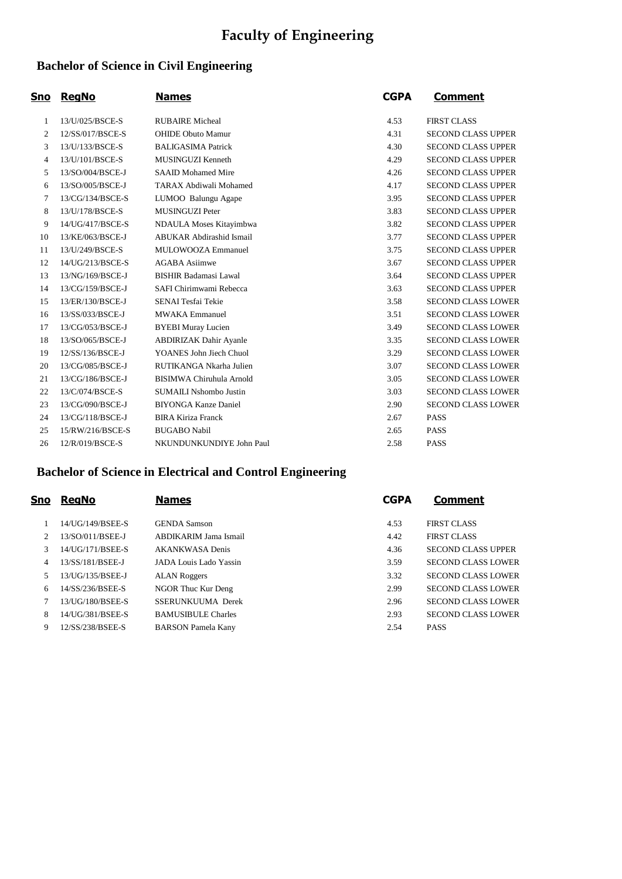# Faculty of Engineering

## Bachelor of Science in Civil Engineering

| Sno | RegNo | Names | CGPA | Comment |
|---|---|---|---|---|
| 1 | 13/U/025/BSCE-S | RUBAIRE Micheal | 4.53 | FIRST CLASS |
| 2 | 12/SS/017/BSCE-S | OHIDE Obuto Mamur | 4.31 | SECOND CLASS UPPER |
| 3 | 13/U/133/BSCE-S | BALIGASIMA Patrick | 4.30 | SECOND CLASS UPPER |
| 4 | 13/U/101/BSCE-S | MUSINGUZI Kenneth | 4.29 | SECOND CLASS UPPER |
| 5 | 13/SO/004/BSCE-J | SAAID Mohamed Mire | 4.26 | SECOND CLASS UPPER |
| 6 | 13/SO/005/BSCE-J | TARAX Abdiwali Mohamed | 4.17 | SECOND CLASS UPPER |
| 7 | 13/CG/134/BSCE-S | LUMOO Balungu Agape | 3.95 | SECOND CLASS UPPER |
| 8 | 13/U/178/BSCE-S | MUSINGUZI Peter | 3.83 | SECOND CLASS UPPER |
| 9 | 14/UG/417/BSCE-S | NDAULA Moses Kitayimbwa | 3.82 | SECOND CLASS UPPER |
| 10 | 13/KE/063/BSCE-J | ABUKAR Abdirashid Ismail | 3.77 | SECOND CLASS UPPER |
| 11 | 13/U/249/BSCE-S | MULOWOOZA Emmanuel | 3.75 | SECOND CLASS UPPER |
| 12 | 14/UG/213/BSCE-S | AGABA Asiimwe | 3.67 | SECOND CLASS UPPER |
| 13 | 13/NG/169/BSCE-J | BISHIR Badamasi Lawal | 3.64 | SECOND CLASS UPPER |
| 14 | 13/CG/159/BSCE-J | SAFI Chirimwami Rebecca | 3.63 | SECOND CLASS UPPER |
| 15 | 13/ER/130/BSCE-J | SENAI Tesfai Tekie | 3.58 | SECOND CLASS LOWER |
| 16 | 13/SS/033/BSCE-J | MWAKA Emmanuel | 3.51 | SECOND CLASS LOWER |
| 17 | 13/CG/053/BSCE-J | BYEBI Muray Lucien | 3.49 | SECOND CLASS LOWER |
| 18 | 13/SO/065/BSCE-J | ABDIRIZAK Dahir Ayanle | 3.35 | SECOND CLASS LOWER |
| 19 | 12/SS/136/BSCE-J | YOANES John Jiech Chuol | 3.29 | SECOND CLASS LOWER |
| 20 | 13/CG/085/BSCE-J | RUTIKANGA Nkarha Julien | 3.07 | SECOND CLASS LOWER |
| 21 | 13/CG/186/BSCE-J | BISIMWA Chiruhula Arnold | 3.05 | SECOND CLASS LOWER |
| 22 | 13/C/074/BSCE-S | SUMAILI Nshombo Justin | 3.03 | SECOND CLASS LOWER |
| 23 | 13/CG/090/BSCE-J | BIYONGA Kanze Daniel | 2.90 | SECOND CLASS LOWER |
| 24 | 13/CG/118/BSCE-J | BIRA Kiriza Franck | 2.67 | PASS |
| 25 | 15/RW/216/BSCE-S | BUGABO Nabil | 2.65 | PASS |
| 26 | 12/R/019/BSCE-S | NKUNDUNKUNDIYE John Paul | 2.58 | PASS |

## Bachelor of Science in Electrical and Control Engineering

| Sno | RegNo | Names | CGPA | Comment |
|---|---|---|---|---|
| 1 | 14/UG/149/BSEE-S | GENDA Samson | 4.53 | FIRST CLASS |
| 2 | 13/SO/011/BSEE-J | ABDIKARIM Jama Ismail | 4.42 | FIRST CLASS |
| 3 | 14/UG/171/BSEE-S | AKANKWASA Denis | 4.36 | SECOND CLASS UPPER |
| 4 | 13/SS/181/BSEE-J | JADA Louis Lado Yassin | 3.59 | SECOND CLASS LOWER |
| 5 | 13/UG/135/BSEE-J | ALAN Roggers | 3.32 | SECOND CLASS LOWER |
| 6 | 14/SS/236/BSEE-S | NGOR Thuc Kur Deng | 2.99 | SECOND CLASS LOWER |
| 7 | 13/UG/180/BSEE-S | SSERUNKUUMA Derek | 2.96 | SECOND CLASS LOWER |
| 8 | 14/UG/381/BSEE-S | BAMUSIBULE Charles | 2.93 | SECOND CLASS LOWER |
| 9 | 12/SS/238/BSEE-S | BARSON Pamela Kany | 2.54 | PASS |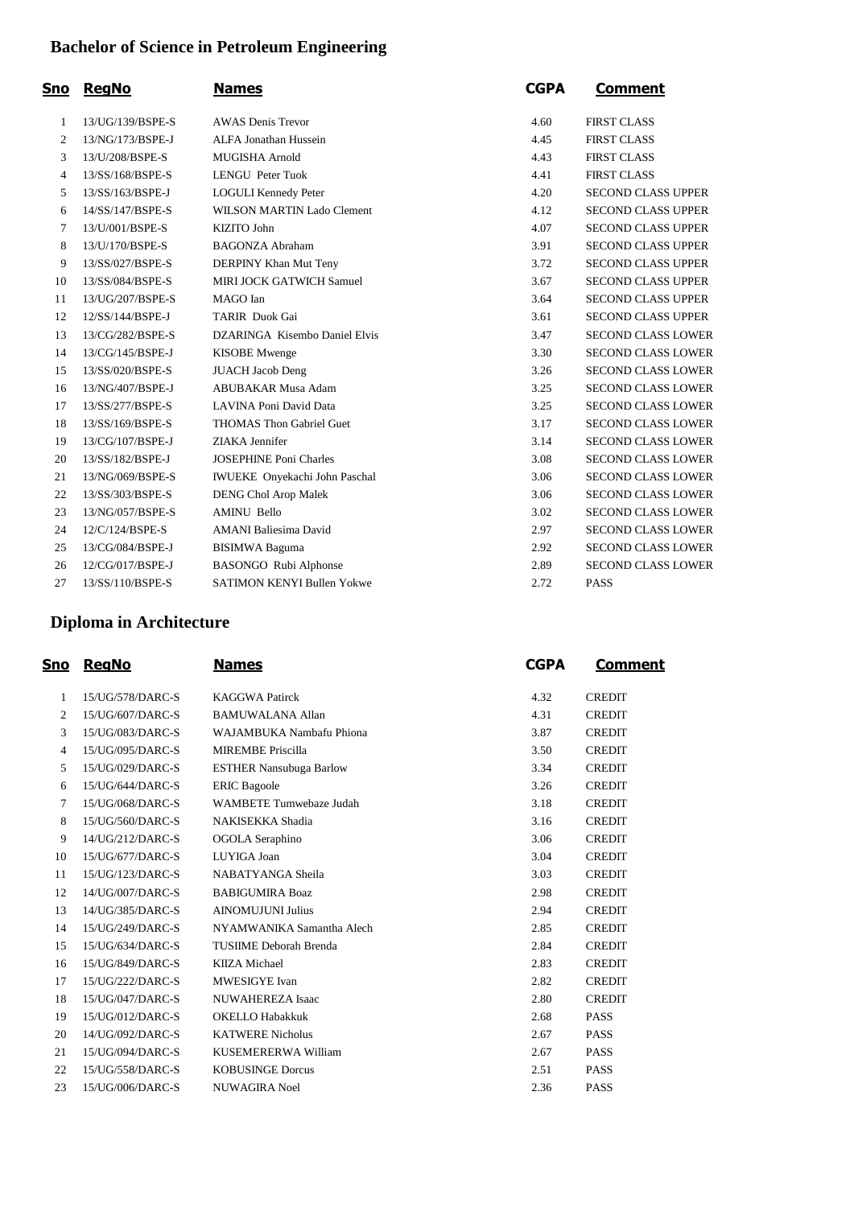## Bachelor of Science in Petroleum Engineering

| Sno | RegNo | Names | CGPA | Comment |
|---|---|---|---|---|
| 1 | 13/UG/139/BSPE-S | AWAS Denis Trevor | 4.60 | FIRST CLASS |
| 2 | 13/NG/173/BSPE-J | ALFA Jonathan Hussein | 4.45 | FIRST CLASS |
| 3 | 13/U/208/BSPE-S | MUGISHA Arnold | 4.43 | FIRST CLASS |
| 4 | 13/SS/168/BSPE-S | LENGU Peter Tuok | 4.41 | FIRST CLASS |
| 5 | 13/SS/163/BSPE-J | LOGULI Kennedy Peter | 4.20 | SECOND CLASS UPPER |
| 6 | 14/SS/147/BSPE-S | WILSON MARTIN Lado Clement | 4.12 | SECOND CLASS UPPER |
| 7 | 13/U/001/BSPE-S | KIZITO John | 4.07 | SECOND CLASS UPPER |
| 8 | 13/U/170/BSPE-S | BAGONZA Abraham | 3.91 | SECOND CLASS UPPER |
| 9 | 13/SS/027/BSPE-S | DERPINY Khan Mut Teny | 3.72 | SECOND CLASS UPPER |
| 10 | 13/SS/084/BSPE-S | MIRI JOCK GATWICH Samuel | 3.67 | SECOND CLASS UPPER |
| 11 | 13/UG/207/BSPE-S | MAGO Ian | 3.64 | SECOND CLASS UPPER |
| 12 | 12/SS/144/BSPE-J | TARIR Duok Gai | 3.61 | SECOND CLASS UPPER |
| 13 | 13/CG/282/BSPE-S | DZARINGA Kisembo Daniel Elvis | 3.47 | SECOND CLASS LOWER |
| 14 | 13/CG/145/BSPE-J | KISOBE Mwenge | 3.30 | SECOND CLASS LOWER |
| 15 | 13/SS/020/BSPE-S | JUACH Jacob Deng | 3.26 | SECOND CLASS LOWER |
| 16 | 13/NG/407/BSPE-J | ABUBAKAR Musa Adam | 3.25 | SECOND CLASS LOWER |
| 17 | 13/SS/277/BSPE-S | LAVINA Poni David Data | 3.25 | SECOND CLASS LOWER |
| 18 | 13/SS/169/BSPE-S | THOMAS Thon Gabriel Guet | 3.17 | SECOND CLASS LOWER |
| 19 | 13/CG/107/BSPE-J | ZIAKA Jennifer | 3.14 | SECOND CLASS LOWER |
| 20 | 13/SS/182/BSPE-J | JOSEPHINE Poni Charles | 3.08 | SECOND CLASS LOWER |
| 21 | 13/NG/069/BSPE-S | IWUEKE Onyekachi John Paschal | 3.06 | SECOND CLASS LOWER |
| 22 | 13/SS/303/BSPE-S | DENG Chol Arop Malek | 3.06 | SECOND CLASS LOWER |
| 23 | 13/NG/057/BSPE-S | AMINU Bello | 3.02 | SECOND CLASS LOWER |
| 24 | 12/C/124/BSPE-S | AMANI Baliesima David | 2.97 | SECOND CLASS LOWER |
| 25 | 13/CG/084/BSPE-J | BISIMWA Baguma | 2.92 | SECOND CLASS LOWER |
| 26 | 12/CG/017/BSPE-J | BASONGO Rubi Alphonse | 2.89 | SECOND CLASS LOWER |
| 27 | 13/SS/110/BSPE-S | SATIMON KENYI Bullen Yokwe | 2.72 | PASS |

## Diploma in Architecture

| Sno | RegNo | Names | CGPA | Comment |
|---|---|---|---|---|
| 1 | 15/UG/578/DARC-S | KAGGWA Patirck | 4.32 | CREDIT |
| 2 | 15/UG/607/DARC-S | BAMUWALANA Allan | 4.31 | CREDIT |
| 3 | 15/UG/083/DARC-S | WAJAMBUKA Nambafu Phiona | 3.87 | CREDIT |
| 4 | 15/UG/095/DARC-S | MIREMBE Priscilla | 3.50 | CREDIT |
| 5 | 15/UG/029/DARC-S | ESTHER Nansubuga Barlow | 3.34 | CREDIT |
| 6 | 15/UG/644/DARC-S | ERIC Bagoole | 3.26 | CREDIT |
| 7 | 15/UG/068/DARC-S | WAMBETE Tumwebaze Judah | 3.18 | CREDIT |
| 8 | 15/UG/560/DARC-S | NAKISEKKA Shadia | 3.16 | CREDIT |
| 9 | 14/UG/212/DARC-S | OGOLA Seraphino | 3.06 | CREDIT |
| 10 | 15/UG/677/DARC-S | LUYIGA Joan | 3.04 | CREDIT |
| 11 | 15/UG/123/DARC-S | NABATYANGA Sheila | 3.03 | CREDIT |
| 12 | 14/UG/007/DARC-S | BABIGUMIRA Boaz | 2.98 | CREDIT |
| 13 | 14/UG/385/DARC-S | AINOMUJUNI Julius | 2.94 | CREDIT |
| 14 | 15/UG/249/DARC-S | NYAMWANIKA Samantha Alech | 2.85 | CREDIT |
| 15 | 15/UG/634/DARC-S | TUSIIME Deborah Brenda | 2.84 | CREDIT |
| 16 | 15/UG/849/DARC-S | KIIZA Michael | 2.83 | CREDIT |
| 17 | 15/UG/222/DARC-S | MWESIGYE Ivan | 2.82 | CREDIT |
| 18 | 15/UG/047/DARC-S | NUWAHEREZA Isaac | 2.80 | CREDIT |
| 19 | 15/UG/012/DARC-S | OKELLO Habakkuk | 2.68 | PASS |
| 20 | 14/UG/092/DARC-S | KATWERE Nicholus | 2.67 | PASS |
| 21 | 15/UG/094/DARC-S | KUSEMERERWA William | 2.67 | PASS |
| 22 | 15/UG/558/DARC-S | KOBUSINGE Dorcus | 2.51 | PASS |
| 23 | 15/UG/006/DARC-S | NUWAGIRA Noel | 2.36 | PASS |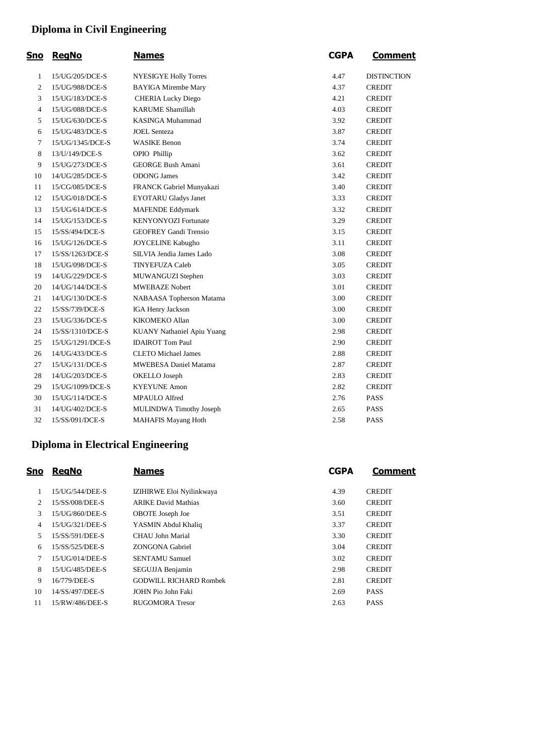## Diploma in Civil Engineering

| Sno | RegNo | Names | CGPA | Comment |
|---|---|---|---|---|
| 1 | 15/UG/205/DCE-S | NYESIGYE Holly Torres | 4.47 | DISTINCTION |
| 2 | 15/UG/988/DCE-S | BAYIGA Mirembe Mary | 4.37 | CREDIT |
| 3 | 15/UG/183/DCE-S | CHERIA Lucky Diego | 4.21 | CREDIT |
| 4 | 15/UG/088/DCE-S | KARUME Shamillah | 4.03 | CREDIT |
| 5 | 15/UG/630/DCE-S | KASINGA Muhammad | 3.92 | CREDIT |
| 6 | 15/UG/483/DCE-S | JOEL Senteza | 3.87 | CREDIT |
| 7 | 15/UG/1345/DCE-S | WASIKE Benon | 3.74 | CREDIT |
| 8 | 13/U/149/DCE-S | OPIO Phillip | 3.62 | CREDIT |
| 9 | 15/UG/273/DCE-S | GEORGE Bush Amani | 3.61 | CREDIT |
| 10 | 14/UG/285/DCE-S | ODONG James | 3.42 | CREDIT |
| 11 | 15/CG/085/DCE-S | FRANCK Gabriel Munyakazi | 3.40 | CREDIT |
| 12 | 15/UG/018/DCE-S | EYOTARU Gladys Janet | 3.33 | CREDIT |
| 13 | 15/UG/614/DCE-S | MAFENDE Eddymark | 3.32 | CREDIT |
| 14 | 15/UG/153/DCE-S | KENYONYOZI Fortunate | 3.29 | CREDIT |
| 15 | 15/SS/494/DCE-S | GEOFREY Gandi Trensio | 3.15 | CREDIT |
| 16 | 15/UG/126/DCE-S | JOYCELINE Kabugho | 3.11 | CREDIT |
| 17 | 15/SS/1263/DCE-S | SILVIA Jendia James Lado | 3.08 | CREDIT |
| 18 | 15/UG/098/DCE-S | TINYEFUZA Caleb | 3.05 | CREDIT |
| 19 | 14/UG/229/DCE-S | MUWANGUZI Stephen | 3.03 | CREDIT |
| 20 | 14/UG/144/DCE-S | MWEBAZE Nobert | 3.01 | CREDIT |
| 21 | 14/UG/130/DCE-S | NABAASA Topherson Matama | 3.00 | CREDIT |
| 22 | 15/SS/739/DCE-S | IGA Henry Jackson | 3.00 | CREDIT |
| 23 | 15/UG/336/DCE-S | KIKOMEKO Allan | 3.00 | CREDIT |
| 24 | 15/SS/1310/DCE-S | KUANY Nathaniel Apiu Yuang | 2.98 | CREDIT |
| 25 | 15/UG/1291/DCE-S | IDAIROT Tom Paul | 2.90 | CREDIT |
| 26 | 14/UG/433/DCE-S | CLETO Michael James | 2.88 | CREDIT |
| 27 | 15/UG/131/DCE-S | MWEBESA Daniel Matama | 2.87 | CREDIT |
| 28 | 14/UG/203/DCE-S | OKELLO Joseph | 2.83 | CREDIT |
| 29 | 15/UG/1099/DCE-S | KYEYUNE Amon | 2.82 | CREDIT |
| 30 | 15/UG/114/DCE-S | MPAULO Alfred | 2.76 | PASS |
| 31 | 14/UG/402/DCE-S | MULINDWA Timothy Joseph | 2.65 | PASS |
| 32 | 15/SS/091/DCE-S | MAHAFIS Mayang Hoth | 2.58 | PASS |

## Diploma in Electrical Engineering

| Sno | RegNo | Names | CGPA | Comment |
|---|---|---|---|---|
| 1 | 15/UG/544/DEE-S | IZIHIRWE Eloi Nyilinkwaya | 4.39 | CREDIT |
| 2 | 15/SS/008/DEE-S | ARIKE David Mathias | 3.60 | CREDIT |
| 3 | 15/UG/860/DEE-S | OBOTE Joseph Joe | 3.51 | CREDIT |
| 4 | 15/UG/321/DEE-S | YASMIN Abdul Khaliq | 3.37 | CREDIT |
| 5 | 15/SS/591/DEE-S | CHAU John Marial | 3.30 | CREDIT |
| 6 | 15/SS/525/DEE-S | ZONGONA Gabriel | 3.04 | CREDIT |
| 7 | 15/UG/014/DEE-S | SENTAMU Samuel | 3.02 | CREDIT |
| 8 | 15/UG/485/DEE-S | SEGUJJA Benjamin | 2.98 | CREDIT |
| 9 | 16/779/DEE-S | GODWILL RICHARD Rombek | 2.81 | CREDIT |
| 10 | 14/SS/497/DEE-S | JOHN Pio John Faki | 2.69 | PASS |
| 11 | 15/RW/486/DEE-S | RUGOMORA Tresor | 2.63 | PASS |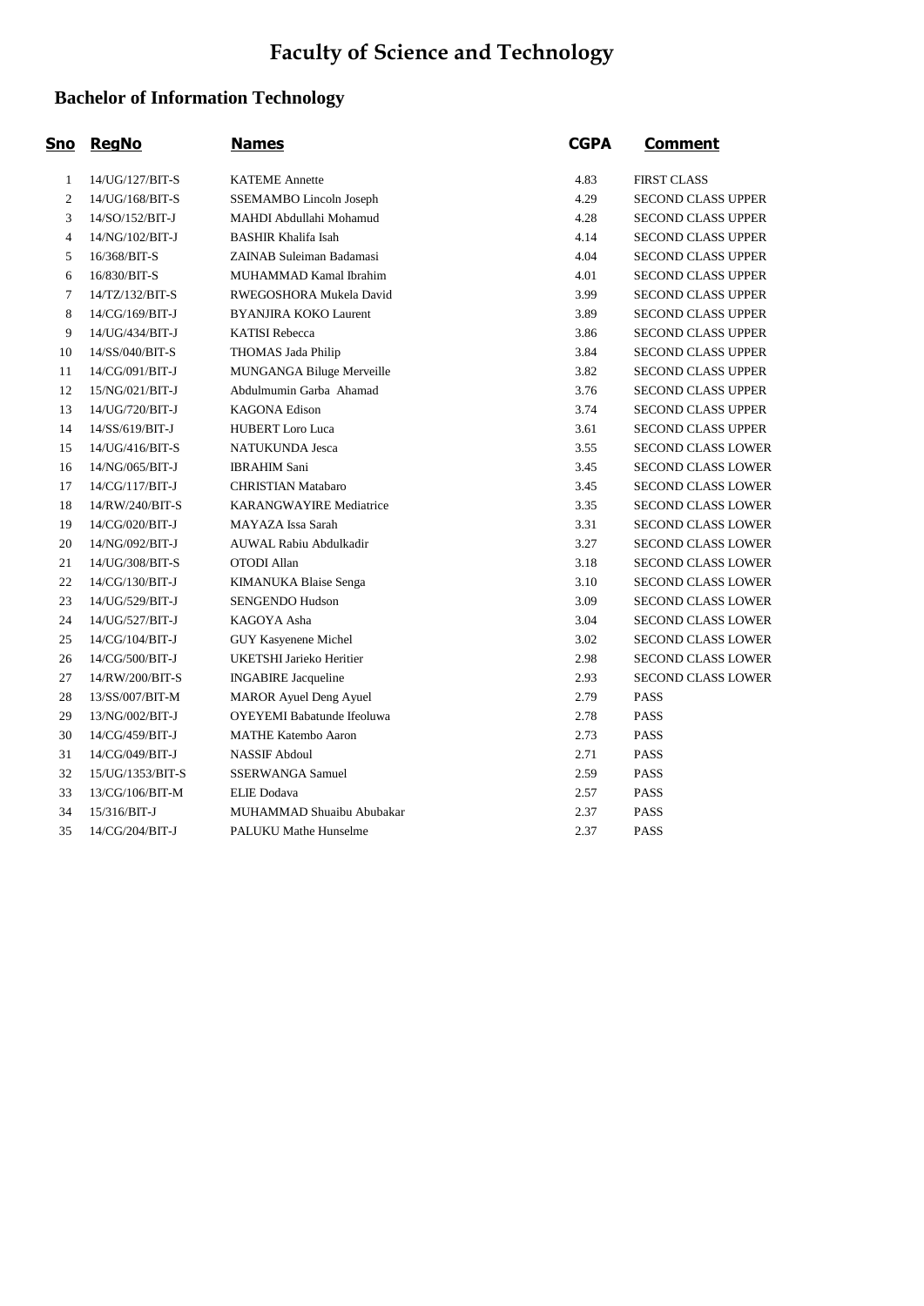# Faculty of Science and Technology

## Bachelor of Information Technology

| Sno | RegNo | Names | CGPA | Comment |
|---|---|---|---|---|
| 1 | 14/UG/127/BIT-S | KATEME Annette | 4.83 | FIRST CLASS |
| 2 | 14/UG/168/BIT-S | SSEMAMBO Lincoln Joseph | 4.29 | SECOND CLASS UPPER |
| 3 | 14/SO/152/BIT-J | MAHDI Abdullahi Mohamud | 4.28 | SECOND CLASS UPPER |
| 4 | 14/NG/102/BIT-J | BASHIR Khalifa Isah | 4.14 | SECOND CLASS UPPER |
| 5 | 16/368/BIT-S | ZAINAB Suleiman Badamasi | 4.04 | SECOND CLASS UPPER |
| 6 | 16/830/BIT-S | MUHAMMAD Kamal Ibrahim | 4.01 | SECOND CLASS UPPER |
| 7 | 14/TZ/132/BIT-S | RWEGOSHORA Mukela David | 3.99 | SECOND CLASS UPPER |
| 8 | 14/CG/169/BIT-J | BYANJIRA KOKO Laurent | 3.89 | SECOND CLASS UPPER |
| 9 | 14/UG/434/BIT-J | KATISI Rebecca | 3.86 | SECOND CLASS UPPER |
| 10 | 14/SS/040/BIT-S | THOMAS Jada Philip | 3.84 | SECOND CLASS UPPER |
| 11 | 14/CG/091/BIT-J | MUNGANGA Biluge Merveille | 3.82 | SECOND CLASS UPPER |
| 12 | 15/NG/021/BIT-J | Abdulmumin Garba Ahamad | 3.76 | SECOND CLASS UPPER |
| 13 | 14/UG/720/BIT-J | KAGONA Edison | 3.74 | SECOND CLASS UPPER |
| 14 | 14/SS/619/BIT-J | HUBERT Loro Luca | 3.61 | SECOND CLASS UPPER |
| 15 | 14/UG/416/BIT-S | NATUKUNDA Jesca | 3.55 | SECOND CLASS LOWER |
| 16 | 14/NG/065/BIT-J | IBRAHIM Sani | 3.45 | SECOND CLASS LOWER |
| 17 | 14/CG/117/BIT-J | CHRISTIAN Matabaro | 3.45 | SECOND CLASS LOWER |
| 18 | 14/RW/240/BIT-S | KARANGWAYIRE Mediatrice | 3.35 | SECOND CLASS LOWER |
| 19 | 14/CG/020/BIT-J | MAYAZA Issa Sarah | 3.31 | SECOND CLASS LOWER |
| 20 | 14/NG/092/BIT-J | AUWAL Rabiu Abdulkadir | 3.27 | SECOND CLASS LOWER |
| 21 | 14/UG/308/BIT-S | OTODI Allan | 3.18 | SECOND CLASS LOWER |
| 22 | 14/CG/130/BIT-J | KIMANUKA Blaise Senga | 3.10 | SECOND CLASS LOWER |
| 23 | 14/UG/529/BIT-J | SENGENDO Hudson | 3.09 | SECOND CLASS LOWER |
| 24 | 14/UG/527/BIT-J | KAGOYA Asha | 3.04 | SECOND CLASS LOWER |
| 25 | 14/CG/104/BIT-J | GUY Kasyenene Michel | 3.02 | SECOND CLASS LOWER |
| 26 | 14/CG/500/BIT-J | UKETSHI Jarieko Heritier | 2.98 | SECOND CLASS LOWER |
| 27 | 14/RW/200/BIT-S | INGABIRE Jacqueline | 2.93 | SECOND CLASS LOWER |
| 28 | 13/SS/007/BIT-M | MAROR Ayuel Deng Ayuel | 2.79 | PASS |
| 29 | 13/NG/002/BIT-J | OYEYEMI Babatunde Ifeoluwa | 2.78 | PASS |
| 30 | 14/CG/459/BIT-J | MATHE Katembo Aaron | 2.73 | PASS |
| 31 | 14/CG/049/BIT-J | NASSIF Abdoul | 2.71 | PASS |
| 32 | 15/UG/1353/BIT-S | SSERWANGA Samuel | 2.59 | PASS |
| 33 | 13/CG/106/BIT-M | ELIE Dodava | 2.57 | PASS |
| 34 | 15/316/BIT-J | MUHAMMAD Shuaibu Abubakar | 2.37 | PASS |
| 35 | 14/CG/204/BIT-J | PALUKU Mathe Hunselme | 2.37 | PASS |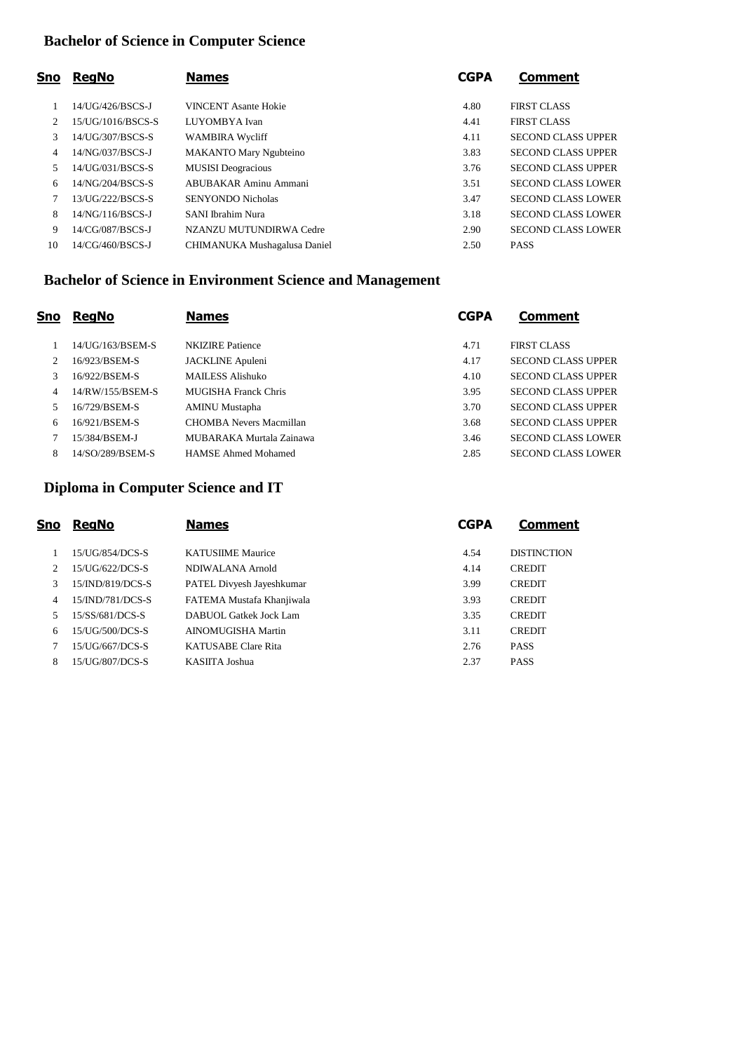## Bachelor of Science in Computer Science

| Sno | RegNo | Names | CGPA | Comment |
|---|---|---|---|---|
| 1 | 14/UG/426/BSCS-J | VINCENT Asante Hokie | 4.80 | FIRST CLASS |
| 2 | 15/UG/1016/BSCS-S | LUYOMBYA Ivan | 4.41 | FIRST CLASS |
| 3 | 14/UG/307/BSCS-S | WAMBIRA Wycliff | 4.11 | SECOND CLASS UPPER |
| 4 | 14/NG/037/BSCS-J | MAKANTO Mary Ngubteino | 3.83 | SECOND CLASS UPPER |
| 5 | 14/UG/031/BSCS-S | MUSISI Deogracious | 3.76 | SECOND CLASS UPPER |
| 6 | 14/NG/204/BSCS-S | ABUBAKAR Aminu Ammani | 3.51 | SECOND CLASS LOWER |
| 7 | 13/UG/222/BSCS-S | SENYONDO Nicholas | 3.47 | SECOND CLASS LOWER |
| 8 | 14/NG/116/BSCS-J | SANI Ibrahim Nura | 3.18 | SECOND CLASS LOWER |
| 9 | 14/CG/087/BSCS-J | NZANZU MUTUNDIRWA Cedre | 2.90 | SECOND CLASS LOWER |
| 10 | 14/CG/460/BSCS-J | CHIMANUKA Mushagalusa Daniel | 2.50 | PASS |

## Bachelor of Science in Environment Science and Management

| Sno | RegNo | Names | CGPA | Comment |
|---|---|---|---|---|
| 1 | 14/UG/163/BSEM-S | NKIZIRE Patience | 4.71 | FIRST CLASS |
| 2 | 16/923/BSEM-S | JACKLINE Apuleni | 4.17 | SECOND CLASS UPPER |
| 3 | 16/922/BSEM-S | MAILESS Alishuko | 4.10 | SECOND CLASS UPPER |
| 4 | 14/RW/155/BSEM-S | MUGISHA Franck Chris | 3.95 | SECOND CLASS UPPER |
| 5 | 16/729/BSEM-S | AMINU Mustapha | 3.70 | SECOND CLASS UPPER |
| 6 | 16/921/BSEM-S | CHOMBA Nevers Macmillan | 3.68 | SECOND CLASS UPPER |
| 7 | 15/384/BSEM-J | MUBARAKA Murtala Zainawa | 3.46 | SECOND CLASS LOWER |
| 8 | 14/SO/289/BSEM-S | HAMSE Ahmed Mohamed | 2.85 | SECOND CLASS LOWER |

## Diploma in Computer Science and IT

| Sno | RegNo | Names | CGPA | Comment |
|---|---|---|---|---|
| 1 | 15/UG/854/DCS-S | KATUSIIME Maurice | 4.54 | DISTINCTION |
| 2 | 15/UG/622/DCS-S | NDIWALANA Arnold | 4.14 | CREDIT |
| 3 | 15/IND/819/DCS-S | PATEL Divyesh Jayeshkumar | 3.99 | CREDIT |
| 4 | 15/IND/781/DCS-S | FATEMA Mustafa Khanjiwala | 3.93 | CREDIT |
| 5 | 15/SS/681/DCS-S | DABUOL Gatkek Jock Lam | 3.35 | CREDIT |
| 6 | 15/UG/500/DCS-S | AINOMUGISHA Martin | 3.11 | CREDIT |
| 7 | 15/UG/667/DCS-S | KATUSABE Clare Rita | 2.76 | PASS |
| 8 | 15/UG/807/DCS-S | KASIITA Joshua | 2.37 | PASS |